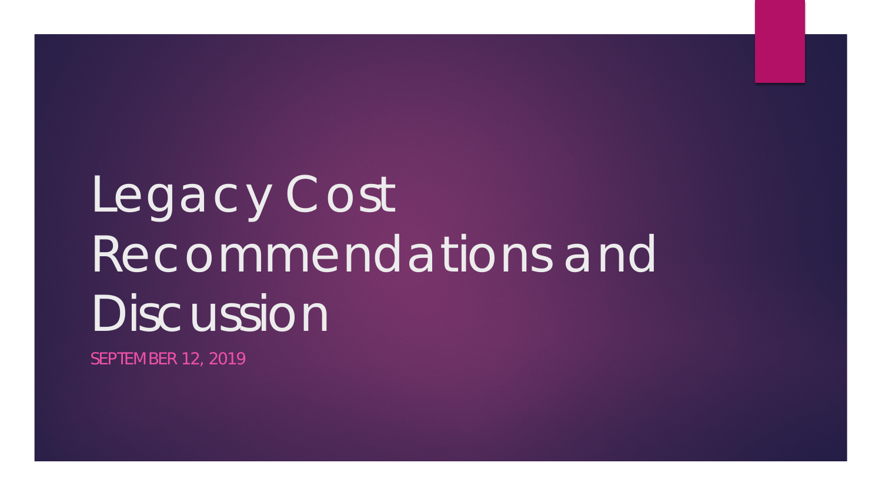# Legacy Cost Recommendations and Discussion

SEPTEMBER 12, 2019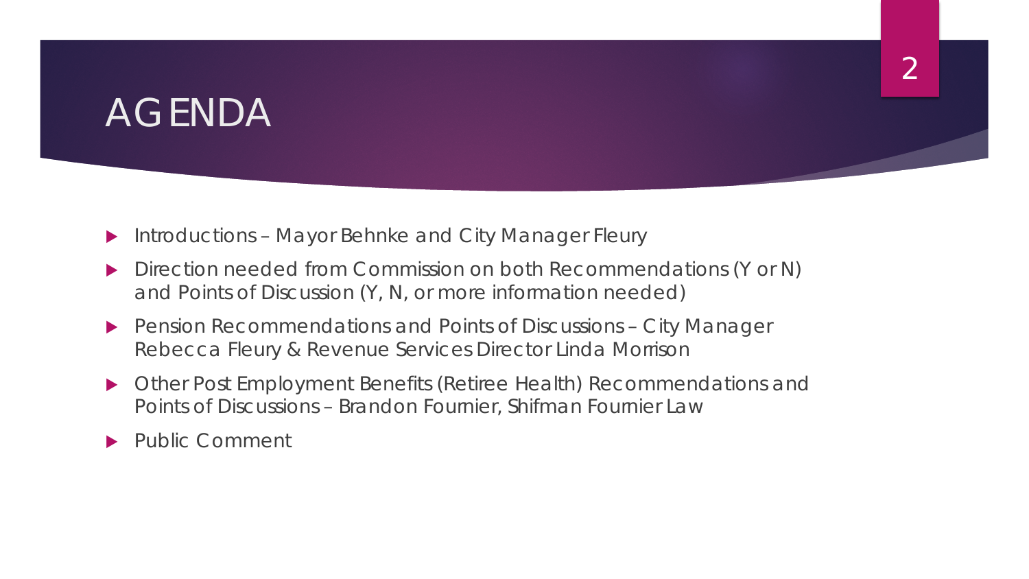# AGENDA

- Introductions – Mayor Behnke and City Manager Fleury
- Direction needed from Commission on both Recommendations (Y or N) and Points of Discussion (Y, N, or more information needed)
- Pension Recommendations and Points of Discussions – City Manager Rebecca Fleury & Revenue Services Director Linda Morrison
- Other Post Employment Benefits (Retiree Health) Recommendations and Points of Discussions – Brandon Fournier, Shifman Fournier Law
- Public Comment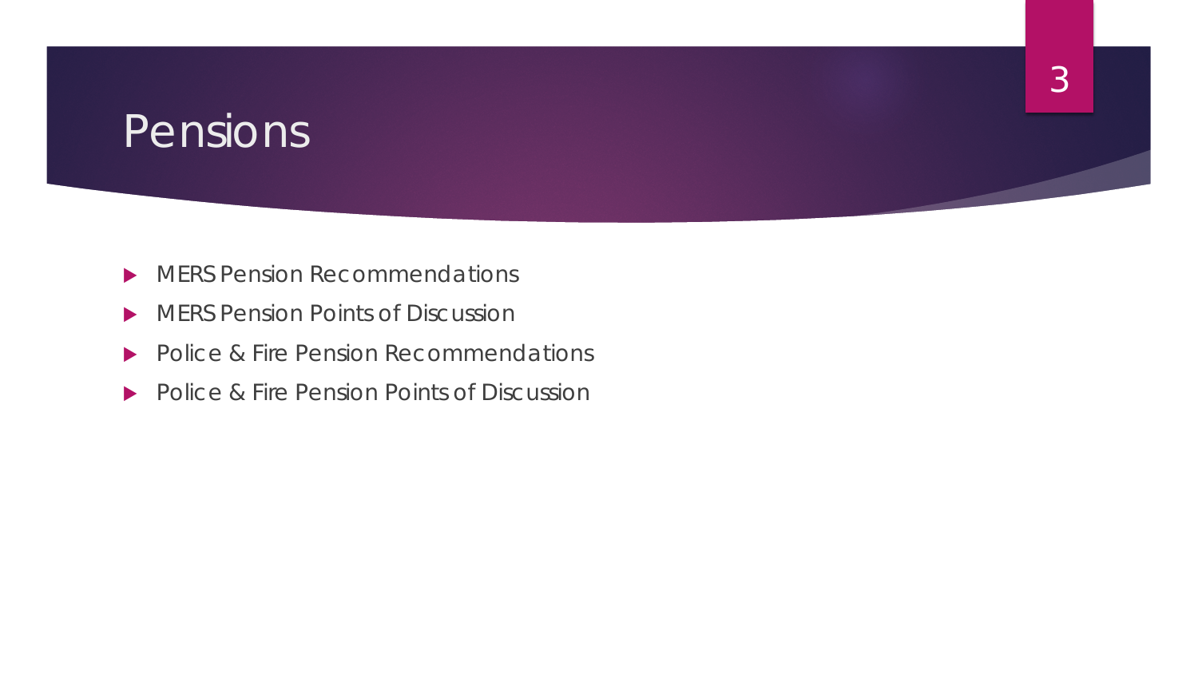# Pensions

- MERS Pension Recommendations
- MERS Pension Points of Discussion
- Police & Fire Pension Recommendations
- Police & Fire Pension Points of Discussion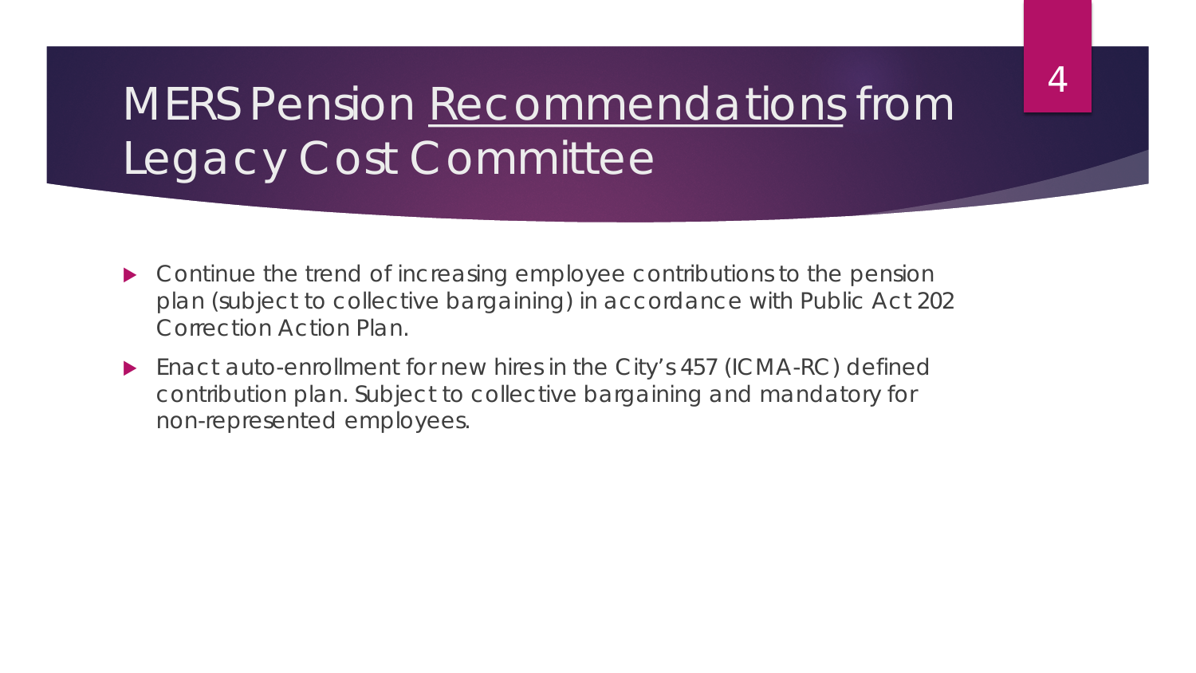# MERS Pension Recommendations from Legacy Cost Committee

- Continue the trend of increasing employee contributions to the pension plan (subject to collective bargaining) in accordance with Public Act 202 Correction Action Plan.
- Enact auto-enrollment for new hires in the City's 457 (ICMA-RC) defined contribution plan. Subject to collective bargaining and mandatory for non-represented employees.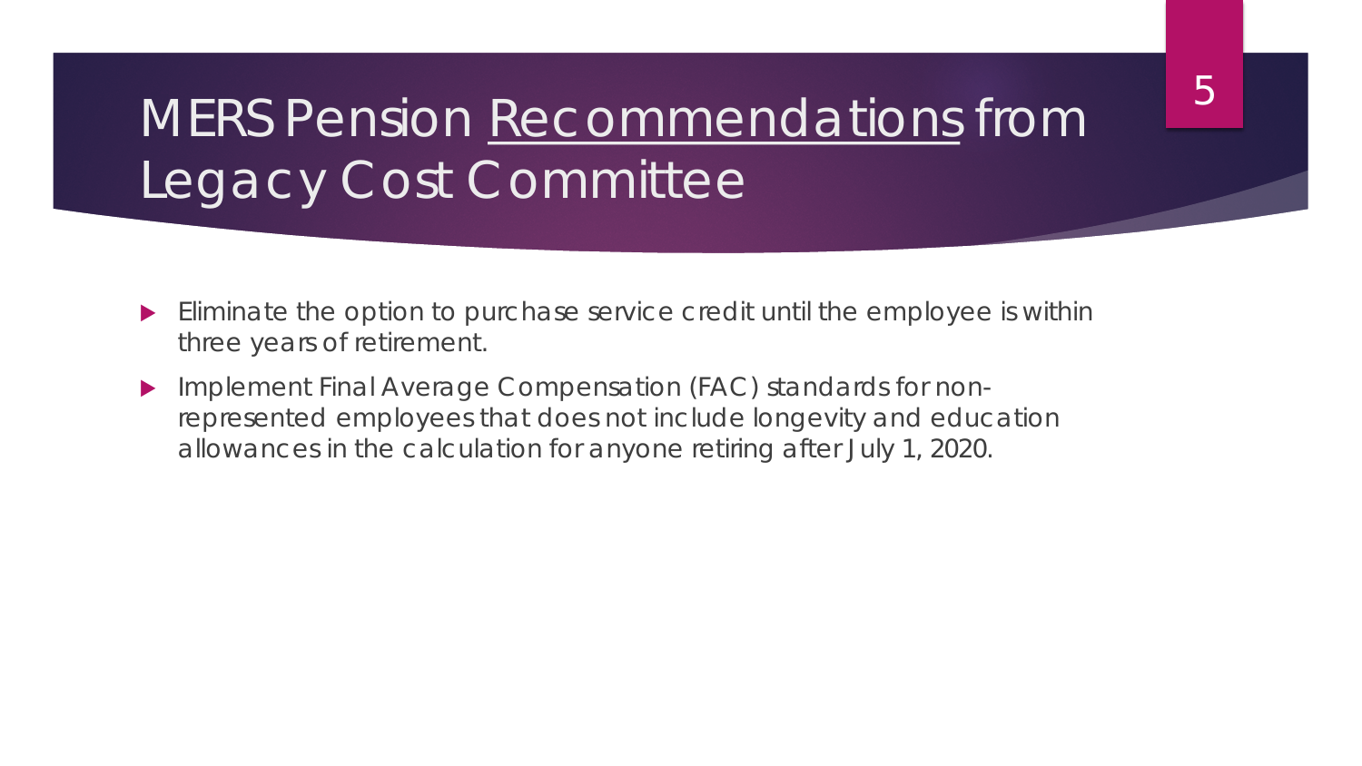# MERS Pension Recommendations from Legacy Cost Committee

- Eliminate the option to purchase service credit until the employee is within three years of retirement.
- Implement Final Average Compensation (FAC) standards for non-represented employees that does not include longevity and education allowances in the calculation for anyone retiring after July 1, 2020.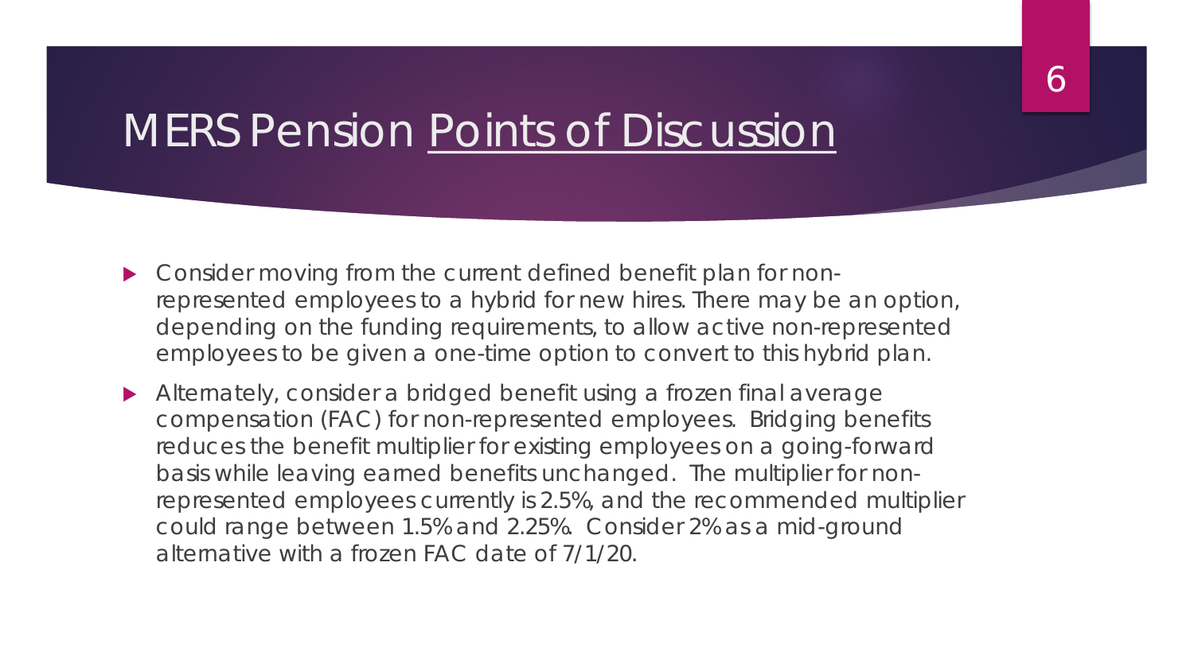# MERS Pension Points of Discussion

- Consider moving from the current defined benefit plan for non-represented employees to a hybrid for new hires. There may be an option, depending on the funding requirements, to allow active non-represented employees to be given a one-time option to convert to this hybrid plan.
- Alternately, consider a bridged benefit using a frozen final average compensation (FAC) for non-represented employees. Bridging benefits reduces the benefit multiplier for existing employees on a going-forward basis while leaving earned benefits unchanged. The multiplier for non-represented employees currently is 2.5%, and the recommended multiplier could range between 1.5% and 2.25%. Consider 2% as a mid-ground alternative with a frozen FAC date of 7/1/20.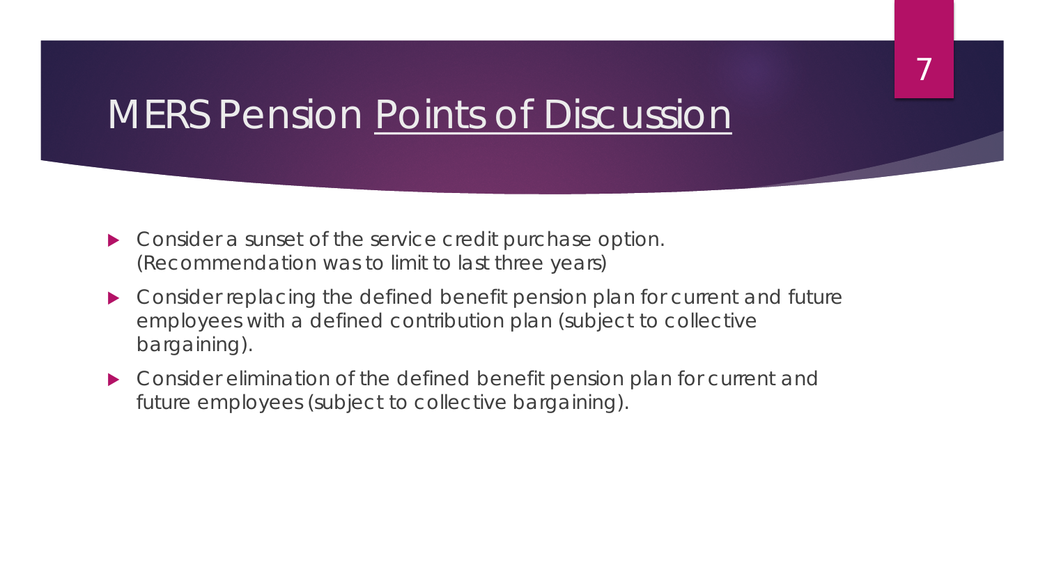# MERS Pension Points of Discussion

- Consider a sunset of the service credit purchase option. (Recommendation was to limit to last three years)
- Consider replacing the defined benefit pension plan for current and future employees with a defined contribution plan (subject to collective bargaining).
- Consider elimination of the defined benefit pension plan for current and future employees (subject to collective bargaining).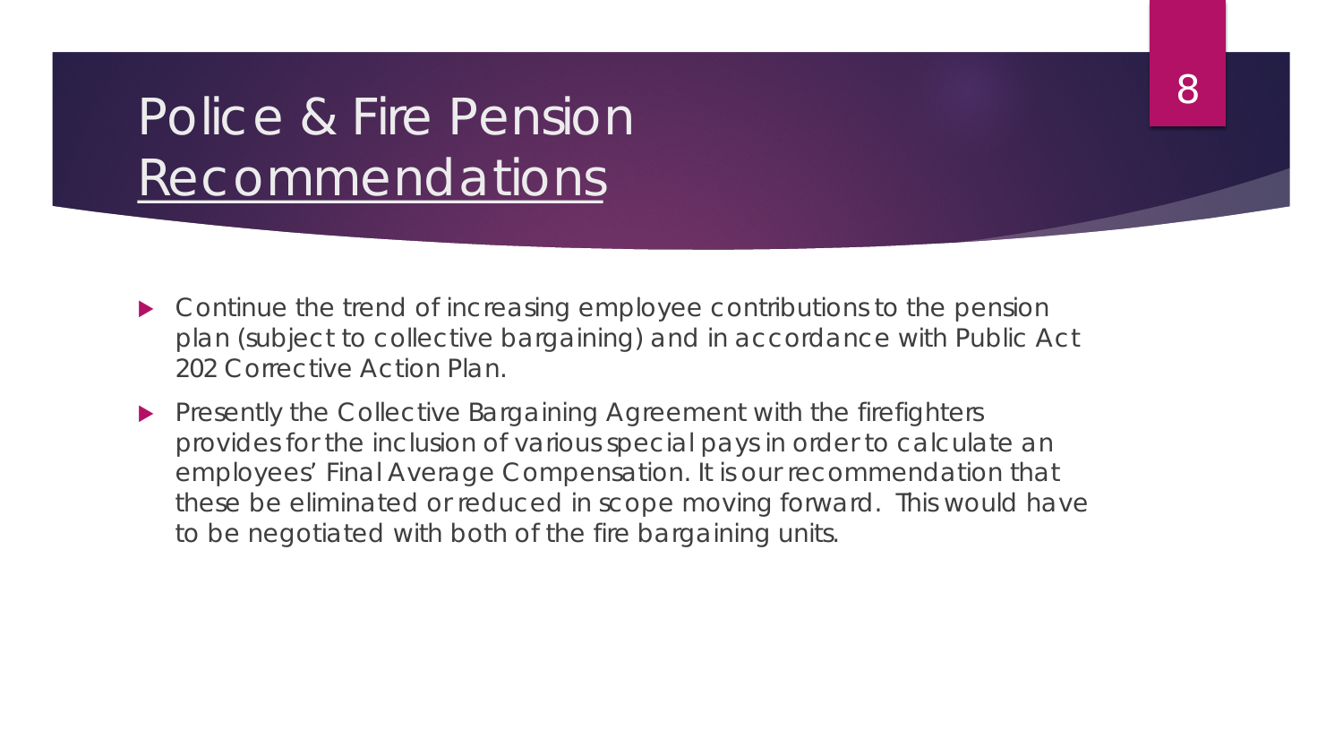# Police & Fire Pension Recommendations

- Continue the trend of increasing employee contributions to the pension plan (subject to collective bargaining) and in accordance with Public Act 202 Corrective Action Plan.
- Presently the Collective Bargaining Agreement with the firefighters provides for the inclusion of various special pays in order to calculate an employees' Final Average Compensation. It is our recommendation that these be eliminated or reduced in scope moving forward. This would have to be negotiated with both of the fire bargaining units.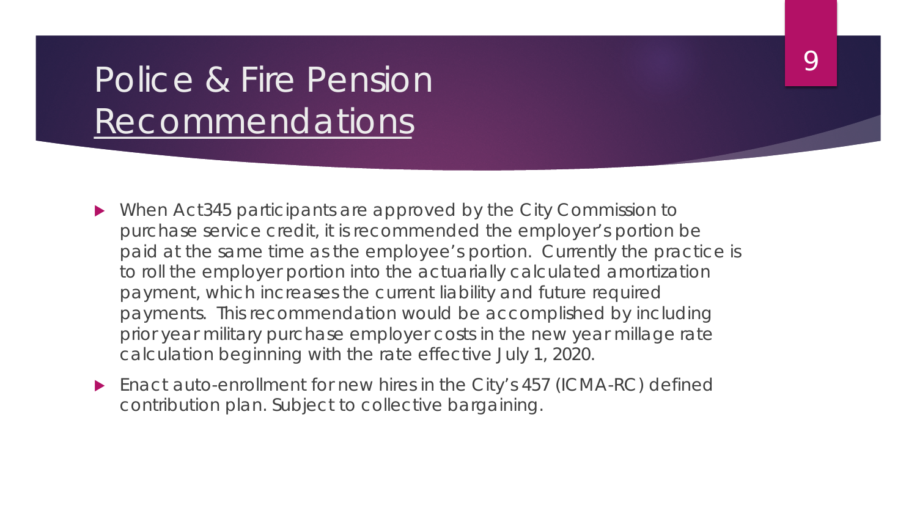# Police & Fire Pension Recommendations

- When Act345 participants are approved by the City Commission to purchase service credit, it is recommended the employer's portion be paid at the same time as the employee's portion. Currently the practice is to roll the employer portion into the actuarially calculated amortization payment, which increases the current liability and future required payments. This recommendation would be accomplished by including prior year military purchase employer costs in the new year millage rate calculation beginning with the rate effective July 1, 2020.
- Enact auto-enrollment for new hires in the City's 457 (ICMA-RC) defined contribution plan. Subject to collective bargaining.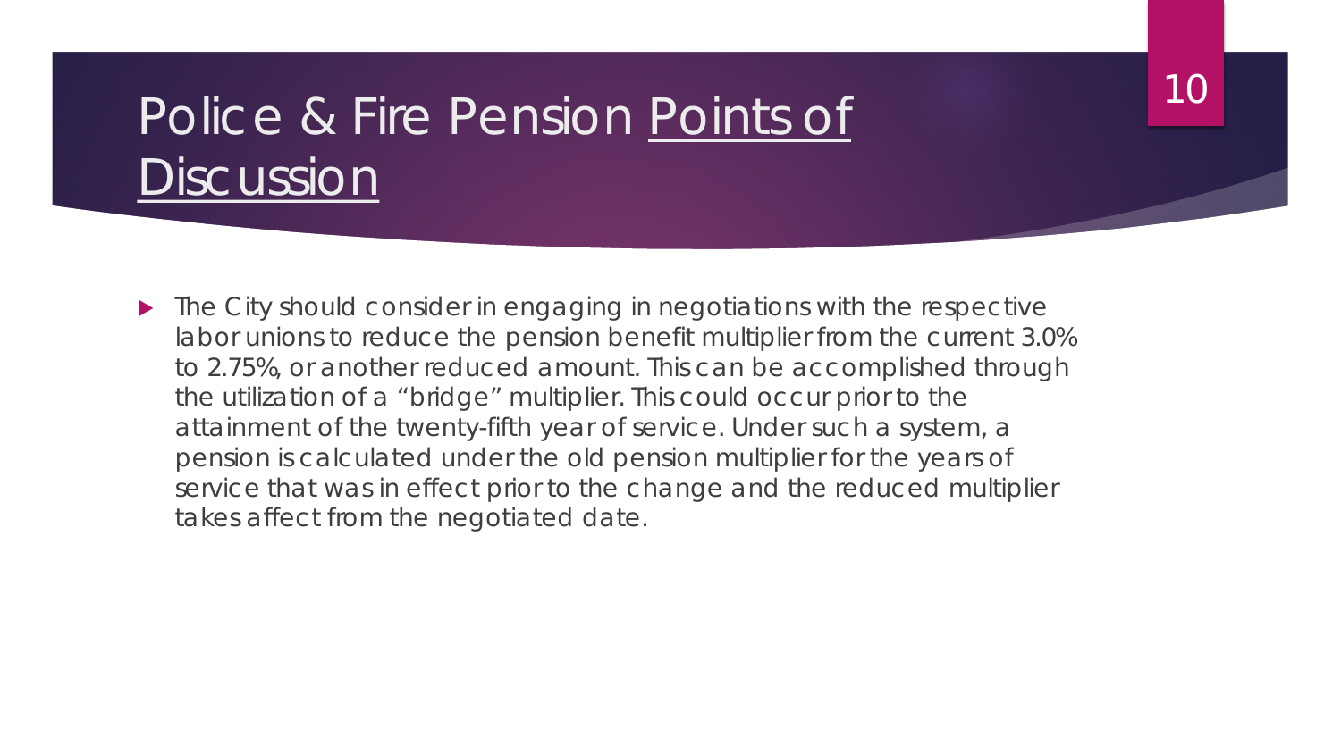# Police & Fire Pension Points of Discussion

- The City should consider in engaging in negotiations with the respective labor unions to reduce the pension benefit multiplier from the current 3.0% to 2.75%, or another reduced amount. This can be accomplished through the utilization of a "bridge" multiplier. This could occur prior to the attainment of the twenty-fifth year of service. Under such a system, a pension is calculated under the old pension multiplier for the years of service that was in effect prior to the change and the reduced multiplier takes affect from the negotiated date.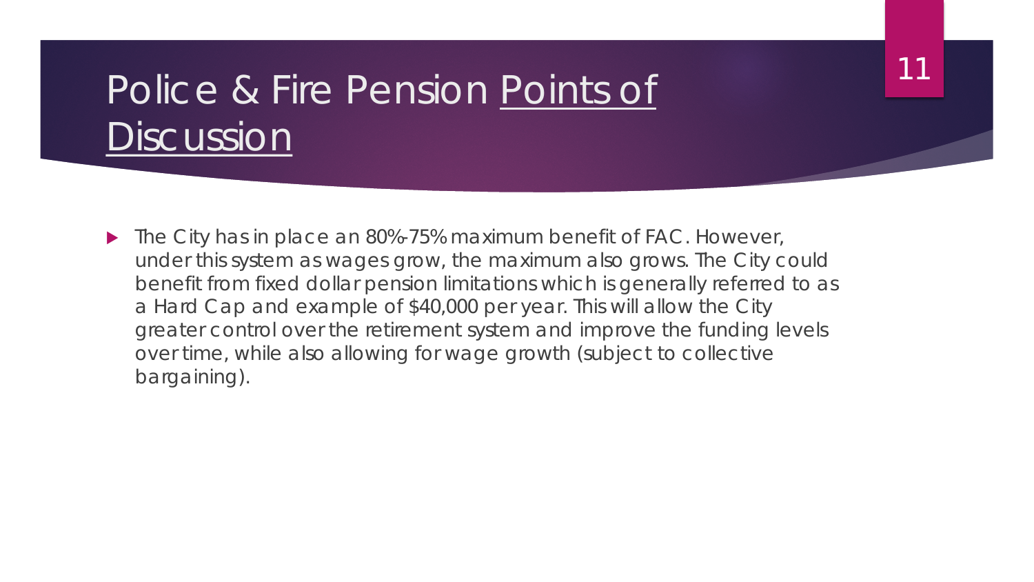# Police & Fire Pension Points of Discussion

- The City has in place an 80%-75% maximum benefit of FAC. However, under this system as wages grow, the maximum also grows. The City could benefit from fixed dollar pension limitations which is generally referred to as a Hard Cap and example of $40,000 per year. This will allow the City greater control over the retirement system and improve the funding levels over time, while also allowing for wage growth (subject to collective bargaining).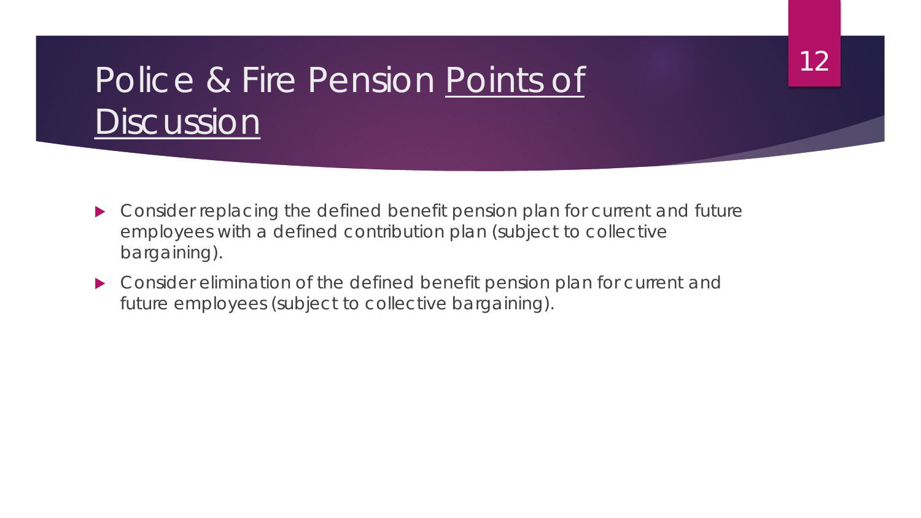# Police & Fire Pension Points of Discussion

- Consider replacing the defined benefit pension plan for current and future employees with a defined contribution plan (subject to collective bargaining).
- Consider elimination of the defined benefit pension plan for current and future employees (subject to collective bargaining).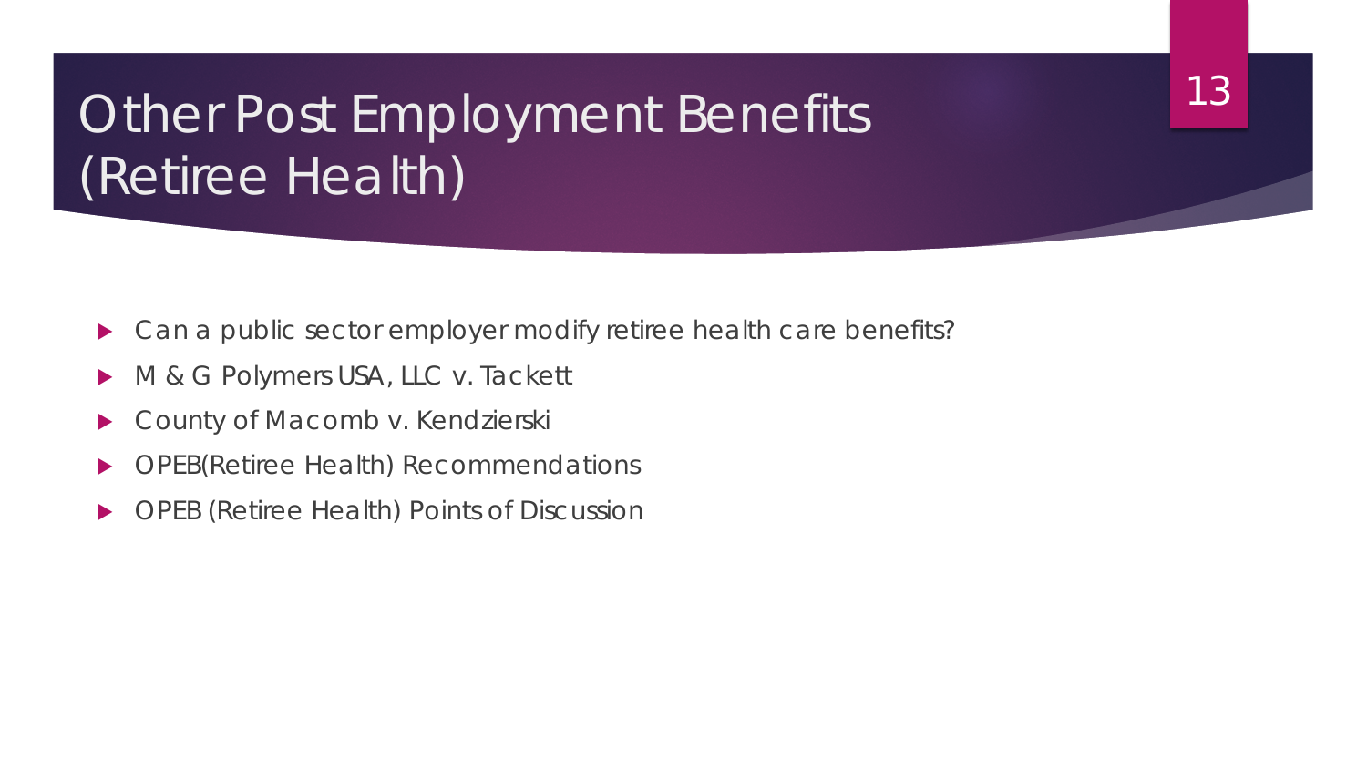# Other Post Employment Benefits (Retiree Health)

- Can a public sector employer modify retiree health care benefits?
- M & G Polymers USA, LLC v. Tackett
- County of Macomb v. Kendzierski
- OPEB(Retiree Health) Recommendations
- OPEB (Retiree Health) Points of Discussion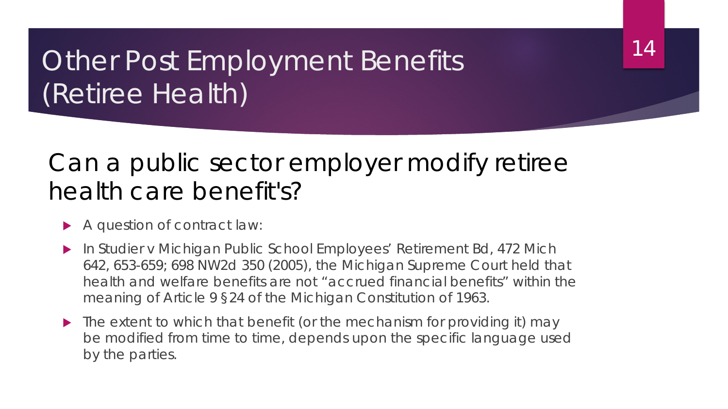# Other Post Employment Benefits (Retiree Health)

## Can a public sector employer modify retiree health care benefit's?

- A question of contract law:
- In Studier v Michigan Public School Employees' Retirement Bd, 472 Mich 642, 653-659; 698 NW2d 350 (2005), the Michigan Supreme Court held that health and welfare benefits are not "accrued financial benefits" within the meaning of Article 9 §24 of the Michigan Constitution of 1963.
- The extent to which that benefit (or the mechanism for providing it) may be modified from time to time, depends upon the specific language used by the parties.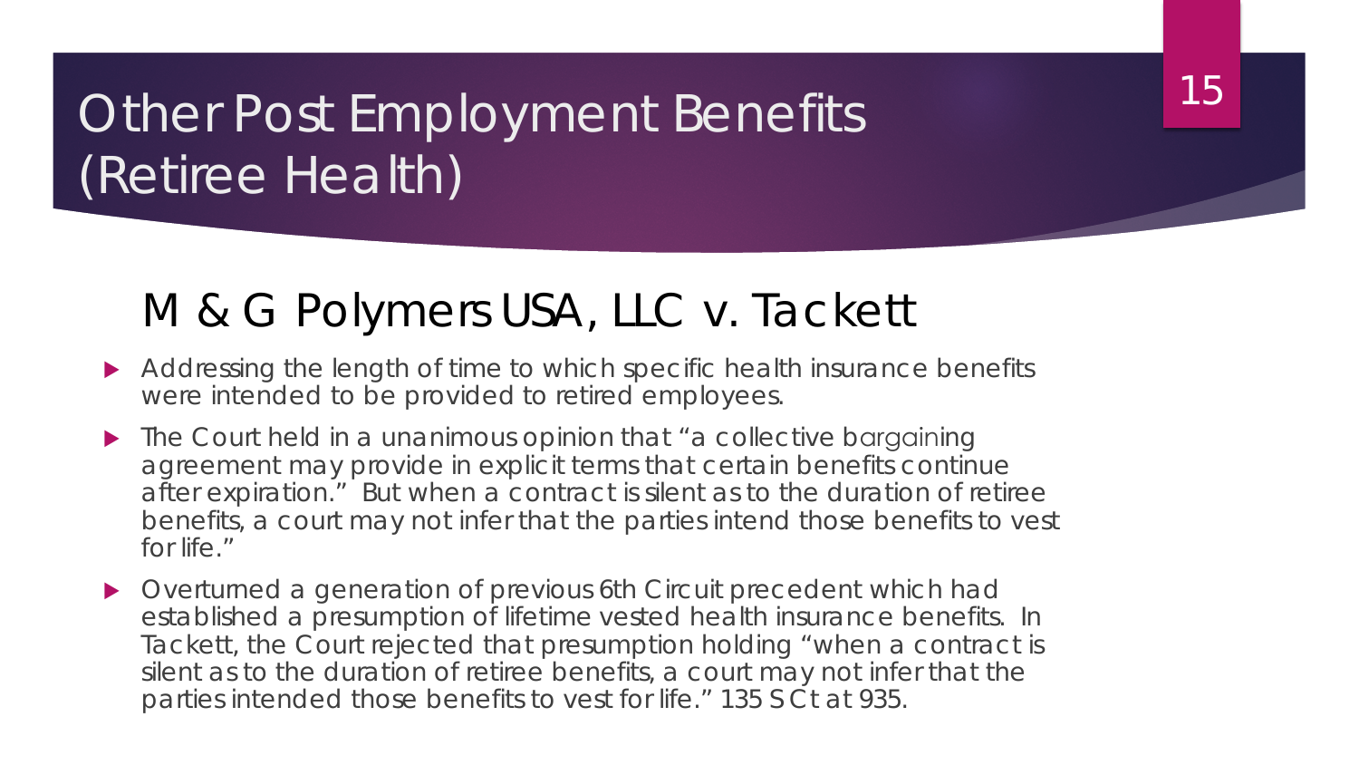# Other Post Employment Benefits (Retiree Health)

## M & G Polymers USA, LLC v. Tackett

- Addressing the length of time to which specific health insurance benefits were intended to be provided to retired employees.
- The Court held in a unanimous opinion that "a collective bargaining agreement may provide in explicit terms that certain benefits continue after expiration." But when a contract is silent as to the duration of retiree benefits, a court may not infer that the parties intend those benefits to vest for life."
- Overturned a generation of previous 6th Circuit precedent which had established a presumption of lifetime vested health insurance benefits. In Tackett, the Court rejected that presumption holding "when a contract is silent as to the duration of retiree benefits, a court may not infer that the parties intended those benefits to vest for life." 135 S Ct at 935.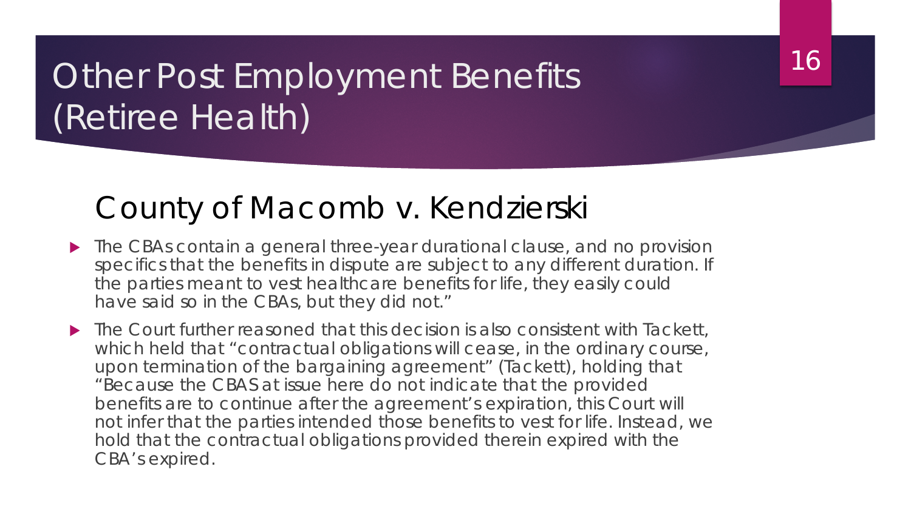# Other Post Employment Benefits (Retiree Health)

## County of Macomb v. Kendzierski

- The CBAs contain a general three-year durational clause, and no provision specifics that the benefits in dispute are subject to any different duration. If the parties meant to vest healthcare benefits for life, they easily could have said so in the CBAs, but they did not."
- The Court further reasoned that this decision is also consistent with Tackett, which held that "contractual obligations will cease, in the ordinary course, upon termination of the bargaining agreement" (Tackett), holding that "Because the CBAS at issue here do not indicate that the provided benefits are to continue after the agreement's expiration, this Court will not infer that the parties intended those benefits to vest for life. Instead, we hold that the contractual obligations provided therein expired with the CBA's expired.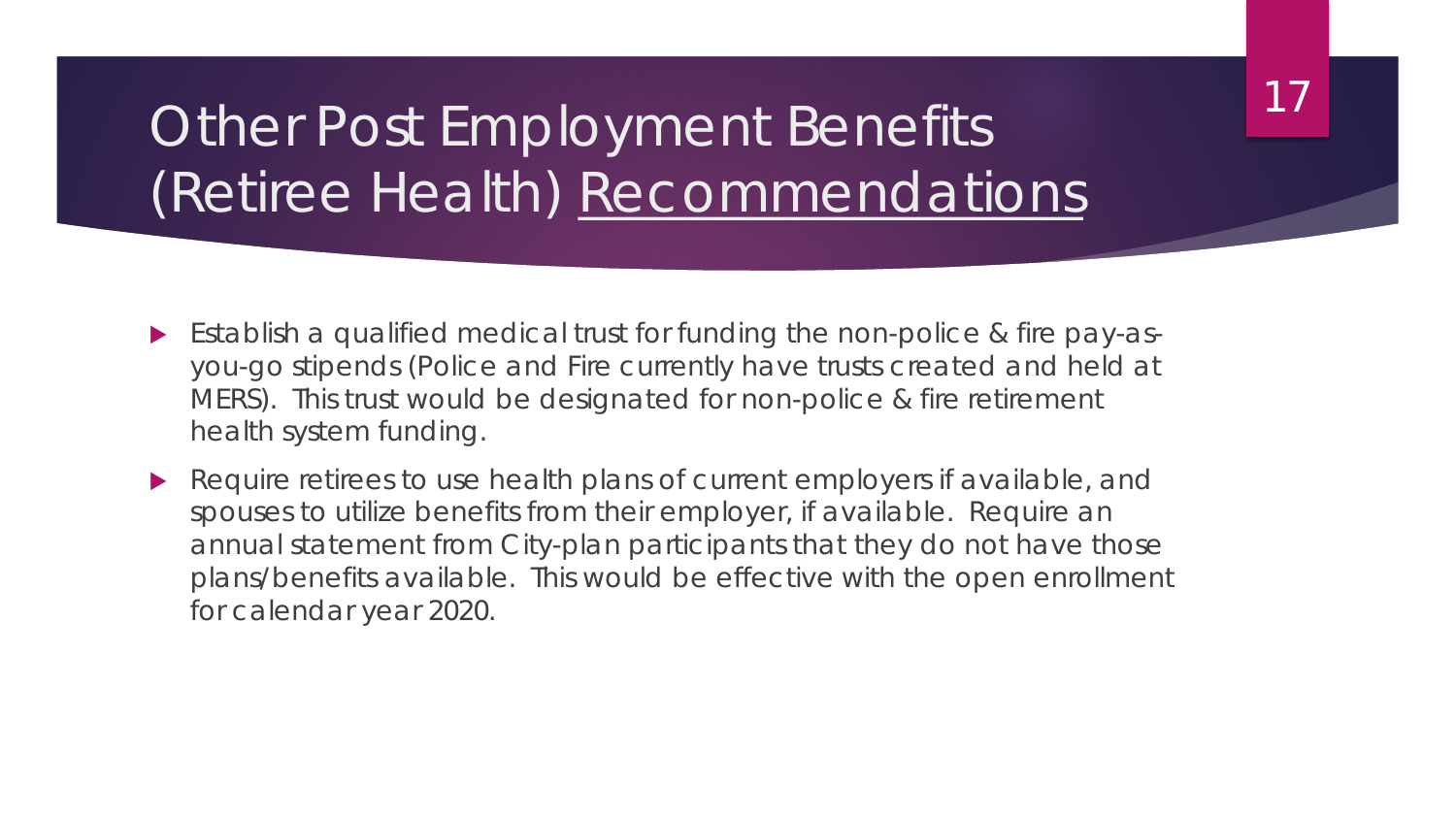# Other Post Employment Benefits (Retiree Health) Recommendations

- Establish a qualified medical trust for funding the non-police & fire pay-as-you-go stipends (Police and Fire currently have trusts created and held at MERS). This trust would be designated for non-police & fire retirement health system funding.
- Require retirees to use health plans of current employers if available, and spouses to utilize benefits from their employer, if available. Require an annual statement from City-plan participants that they do not have those plans/benefits available. This would be effective with the open enrollment for calendar year 2020.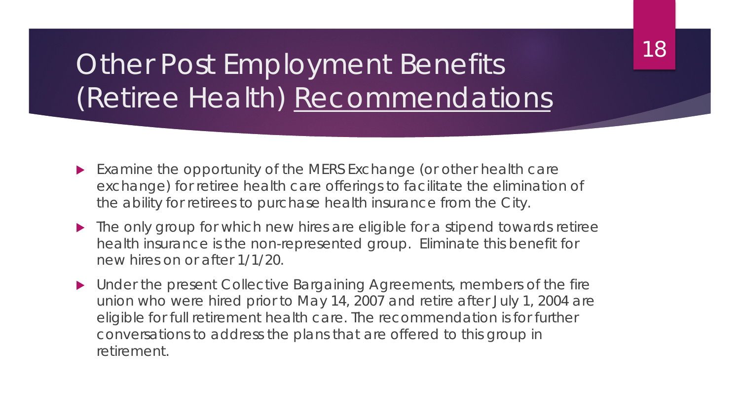# Other Post Employment Benefits (Retiree Health) Recommendations

- Examine the opportunity of the MERS Exchange (or other health care exchange) for retiree health care offerings to facilitate the elimination of the ability for retirees to purchase health insurance from the City.
- The only group for which new hires are eligible for a stipend towards retiree health insurance is the non-represented group. Eliminate this benefit for new hires on or after 1/1/20.
- Under the present Collective Bargaining Agreements, members of the fire union who were hired prior to May 14, 2007 and retire after July 1, 2004 are eligible for full retirement health care. The recommendation is for further conversations to address the plans that are offered to this group in retirement.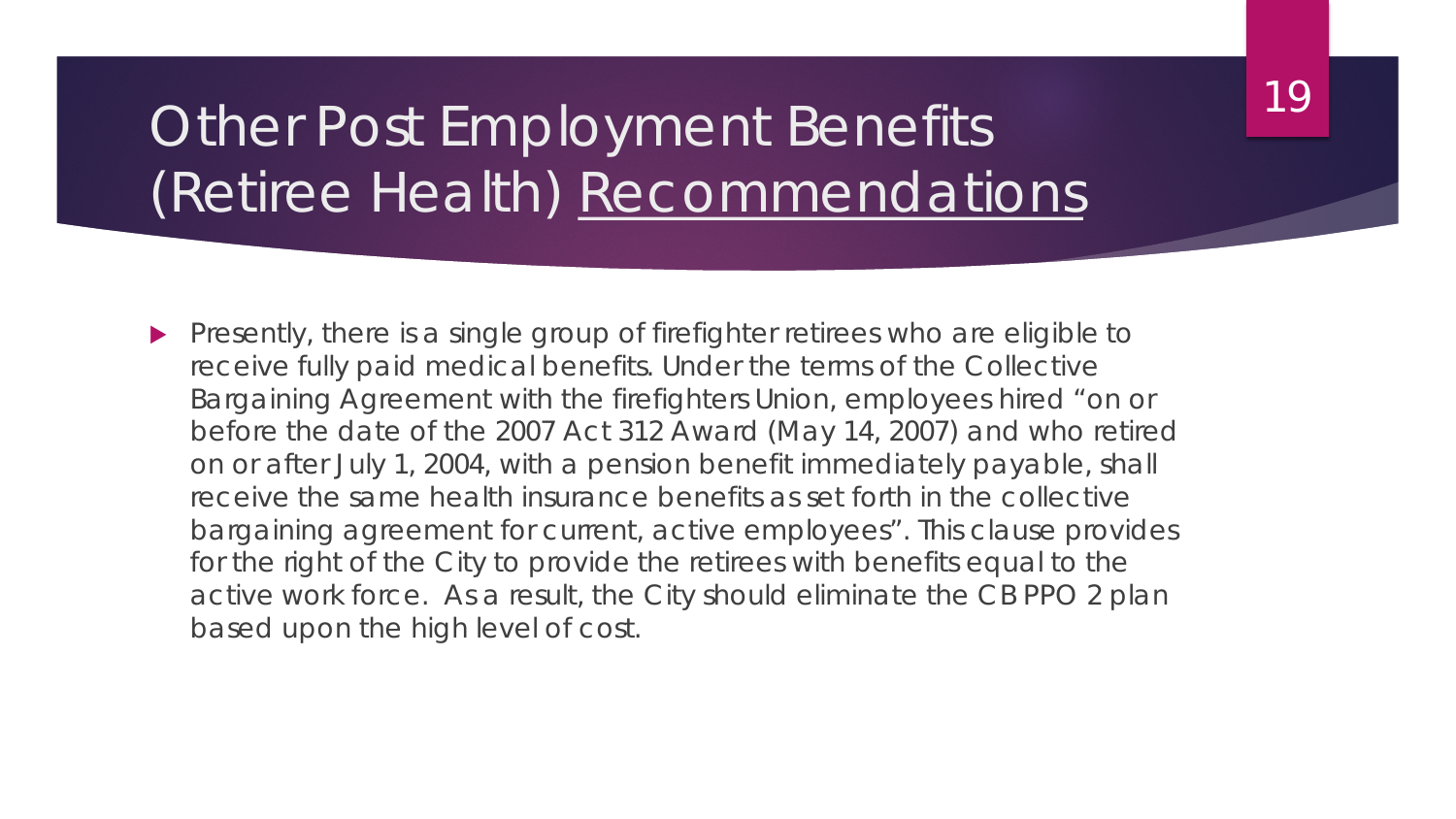# Other Post Employment Benefits (Retiree Health) Recommendations

- Presently, there is a single group of firefighter retirees who are eligible to receive fully paid medical benefits. Under the terms of the Collective Bargaining Agreement with the firefighters Union, employees hired "on or before the date of the 2007 Act 312 Award (May 14, 2007) and who retired on or after July 1, 2004, with a pension benefit immediately payable, shall receive the same health insurance benefits as set forth in the collective bargaining agreement for current, active employees". This clause provides for the right of the City to provide the retirees with benefits equal to the active work force. As a result, the City should eliminate the CB PPO 2 plan based upon the high level of cost.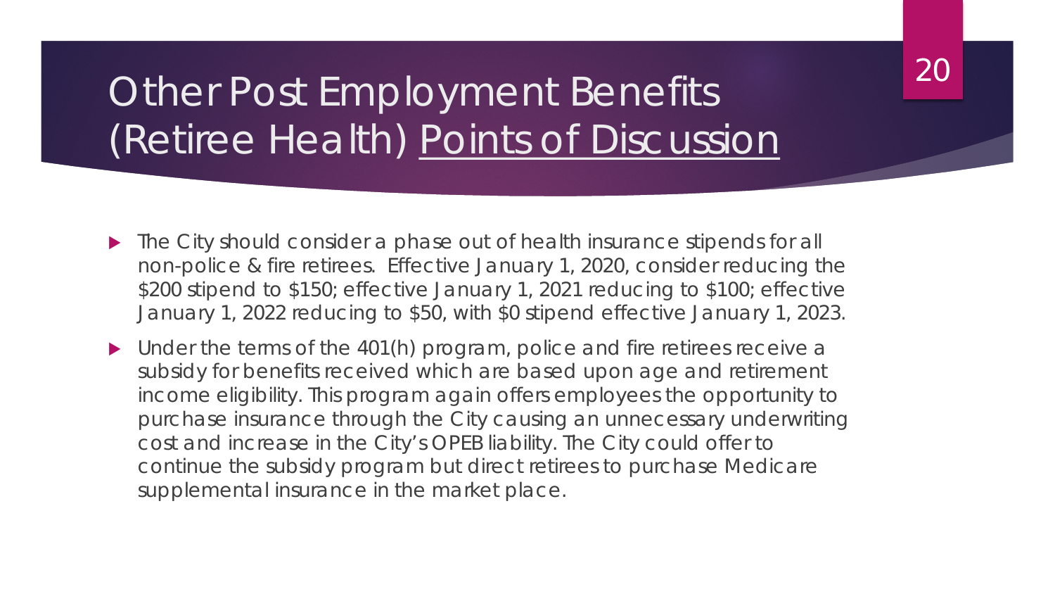# Other Post Employment Benefits (Retiree Health) Points of Discussion

- The City should consider a phase out of health insurance stipends for all non-police & fire retirees. Effective January 1, 2020, consider reducing the $200 stipend to $150; effective January 1, 2021 reducing to $100; effective January 1, 2022 reducing to $50, with $0 stipend effective January 1, 2023.
- Under the terms of the 401(h) program, police and fire retirees receive a subsidy for benefits received which are based upon age and retirement income eligibility. This program again offers employees the opportunity to purchase insurance through the City causing an unnecessary underwriting cost and increase in the City's OPEB liability. The City could offer to continue the subsidy program but direct retirees to purchase Medicare supplemental insurance in the market place.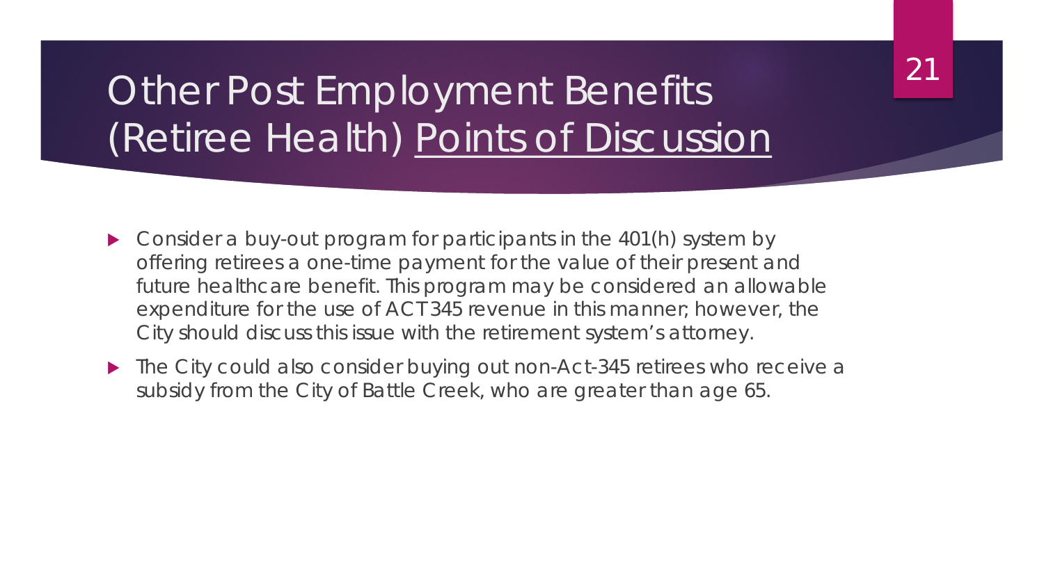# Other Post Employment Benefits (Retiree Health) <u>Points of Discussion</u>

- Consider a buy-out program for participants in the 401(h) system by offering retirees a one-time payment for the value of their present and future healthcare benefit. This program may be considered an allowable expenditure for the use of ACT345 revenue in this manner; however, the City should discuss this issue with the retirement system's attorney.
- The City could also consider buying out non-Act-345 retirees who receive a subsidy from the City of Battle Creek, who are greater than age 65.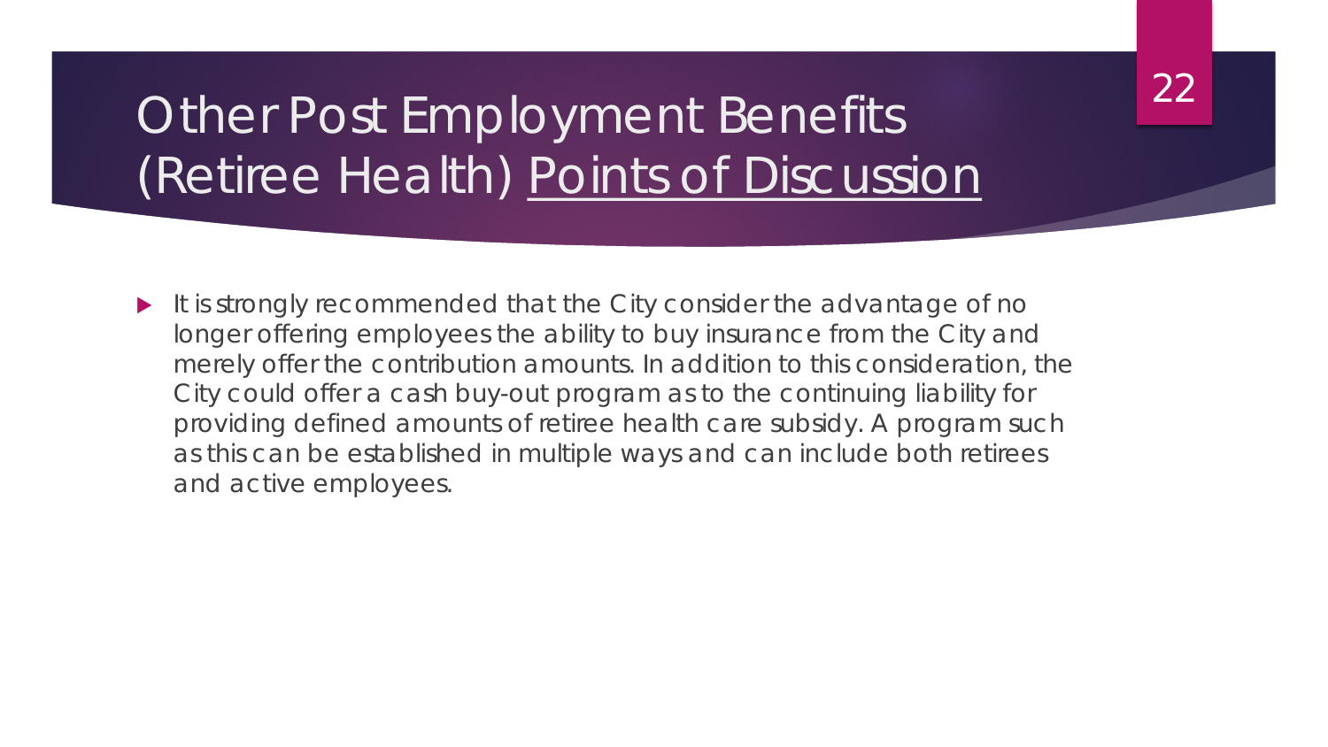# Other Post Employment Benefits (Retiree Health) Points of Discussion

- It is strongly recommended that the City consider the advantage of no longer offering employees the ability to buy insurance from the City and merely offer the contribution amounts. In addition to this consideration, the City could offer a cash buy-out program as to the continuing liability for providing defined amounts of retiree health care subsidy. A program such as this can be established in multiple ways and can include both retirees and active employees.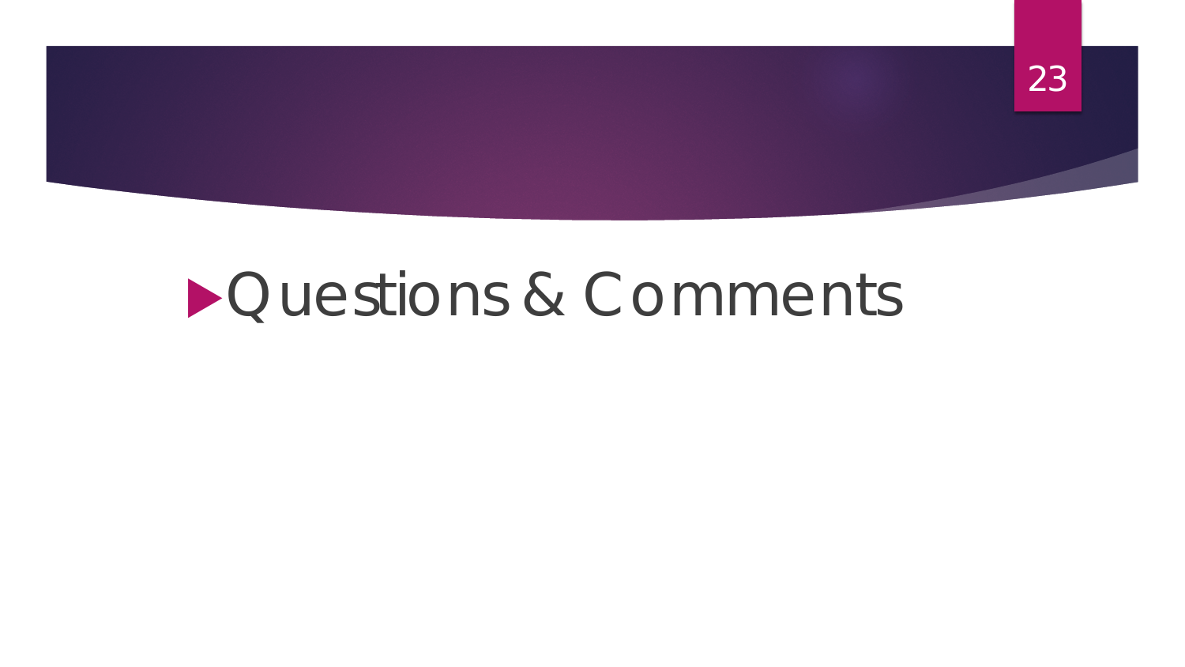- Questions & Comments